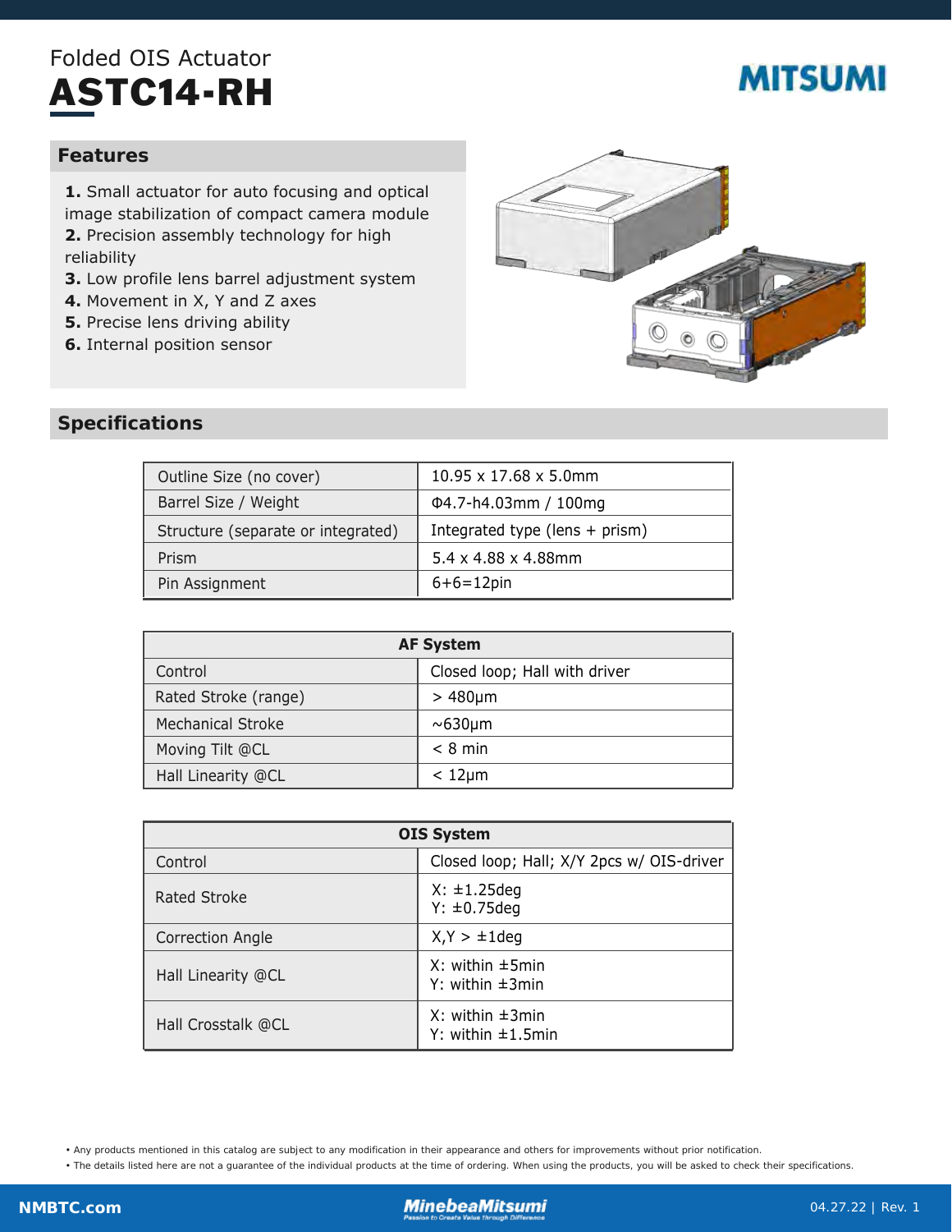Folded OIS Actuator

# ASTC14-RH

MITSUMI

## Features

**1.** Small actuator for auto focusing and optical image stabilization of compact camera module
**2.** Precision assembly technology for high reliability
**3.** Low profile lens barrel adjustment system
**4.** Movement in X, Y and Z axes
**5.** Precise lens driving ability
**6.** Internal position sensor

## Specifications

| | |
|---|---|
| Outline Size (no cover) | 10.95 x 17.68 x 5.0mm |
| Barrel Size / Weight | Φ4.7-h4.03mm / 100mg |
| Structure (separate or integrated) | Integrated type (lens + prism) |
| Prism | 5.4 x 4.88 x 4.88mm |
| Pin Assignment | 6+6=12pin |

| AF System | |
|---|---|
| Control | Closed loop; Hall with driver |
| Rated Stroke (range) | > 480μm |
| Mechanical Stroke | ~630μm |
| Moving Tilt @CL | < 8 min |
| Hall Linearity @CL | < 12μm |

| OIS System | |
|---|---|
| Control | Closed loop; Hall; X/Y 2pcs w/ OIS-driver |
| Rated Stroke | X: ±1.25deg<br>Y: ±0.75deg |
| Correction Angle | X,Y > ±1deg |
| Hall Linearity @CL | X: within ±5min<br>Y: within ±3min |
| Hall Crosstalk @CL | X: within ±3min<br>Y: within ±1.5min |

• Any products mentioned in this catalog are subject to any modification in their appearance and others for improvements without prior notification.
• The details listed here are not a guarantee of the individual products at the time of ordering. When using the products, you will be asked to check their specifications.

NMBTC.com | MinebeaMitsumi | 04.27.22 | Rev. 1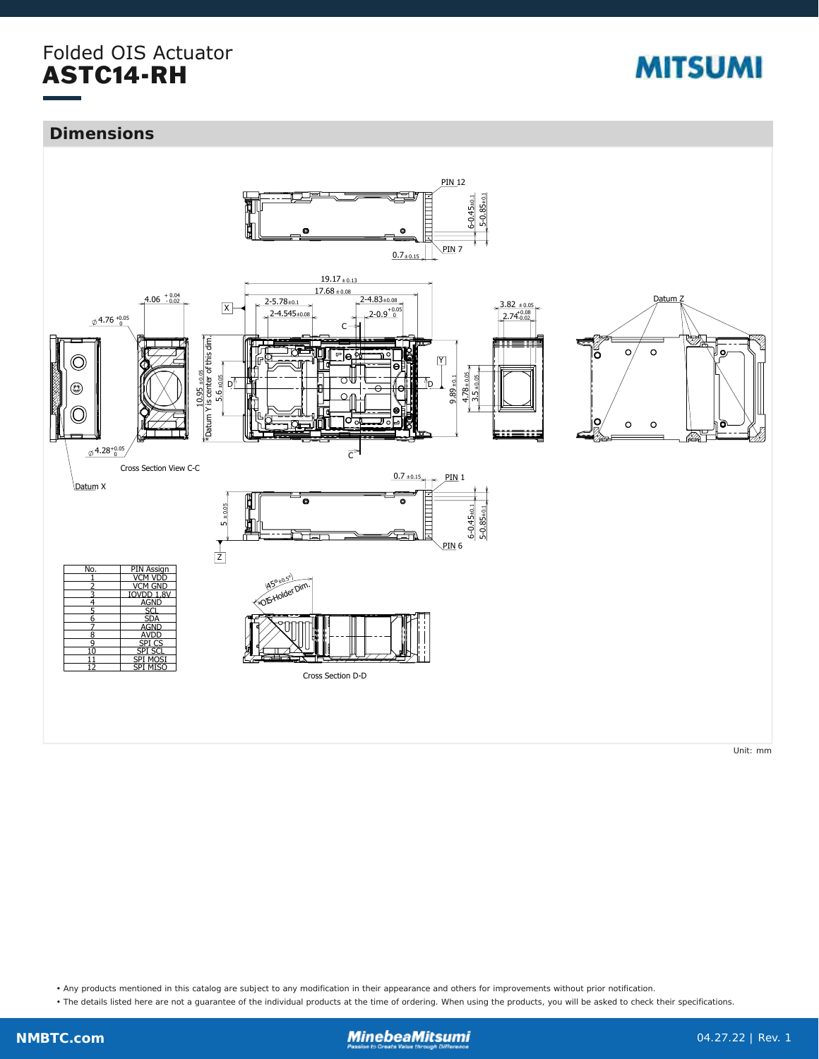# Folded OIS Actuator
# ASTC14-RH

## Dimensions

PIN 12
PIN 7
6-0.45±0.1
5-0.85±0.1
0.7±0.15

19.17±0.13
17.68±0.08
2-5.78±0.1
2-4.545±0.08
2-4.83±0.08
2-0.9 +0.05/0
4.06 +0.04/-0.02
ϕ4.76 +0.05/0
ϕ4.28 +0.05/0
X
C
D
Y
10.95±0.05
5.6±0.05
Datum Y is center of this dim.
9.89±0.1
4.78±0.05
3.5±0.05
3.82±0.05
2.74 +0.08/-0.02
Datum Z
Datum X
Cross Section View C-C

0.7±0.15
PIN 1
PIN 6
5±0.05
6-0.45±0.1
5-0.85±0.1
Z

(45°±0.5°)
OIS-Holder Dim.
Cross Section D-D

| No. | PIN Assign |
|---|---|
| 1 | VCM VDD |
| 2 | VCM GND |
| 3 | IOVDD 1.8V |
| 4 | AGND |
| 5 | SCL |
| 6 | SDA |
| 7 | AGND |
| 8 | AVDD |
| 9 | SPI CS |
| 10 | SPI SCL |
| 11 | SPI MOSI |
| 12 | SPI MISO |

Unit: mm

- Any products mentioned in this catalog are subject to any modification in their appearance and others for improvements without prior notification.
- The details listed here are not a guarantee of the individual products at the time of ordering. When using the products, you will be asked to check their specifications.

NMBTC.com | MinebeaMitsumi | 04.27.22 | Rev. 1